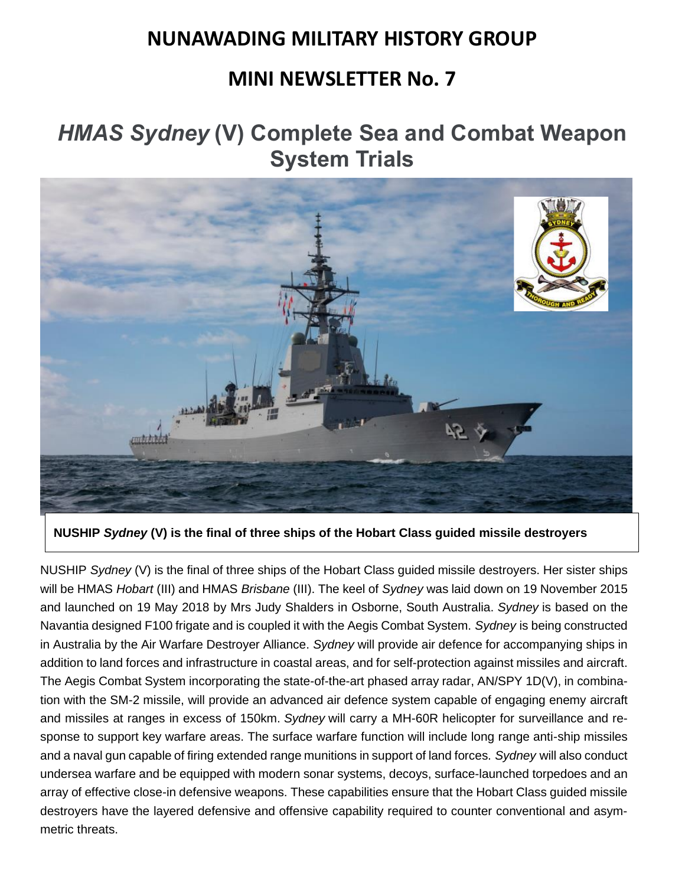# NUNAWADING MILITARY HISTORY GROUP

## MINI NEWSLETTER No. 7

# *HMAS Sydney* (V) Complete Sea and Combat Weapon System Trials

**NUSHIP *Sydney* (V) is the final of three ships of the Hobart Class guided missile destroyers**

NUSHIP *Sydney* (V) is the final of three ships of the Hobart Class guided missile destroyers. Her sister ships will be HMAS *Hobart* (III) and HMAS *Brisbane* (III). The keel of *Sydney* was laid down on 19 November 2015 and launched on 19 May 2018 by Mrs Judy Shalders in Osborne, South Australia. *Sydney* is based on the Navantia designed F100 frigate and is coupled it with the Aegis Combat System. *Sydney* is being constructed in Australia by the Air Warfare Destroyer Alliance. *Sydney* will provide air defence for accompanying ships in addition to land forces and infrastructure in coastal areas, and for self-protection against missiles and aircraft. The Aegis Combat System incorporating the state-of-the-art phased array radar, AN/SPY 1D(V), in combination with the SM-2 missile, will provide an advanced air defence system capable of engaging enemy aircraft and missiles at ranges in excess of 150km. *Sydney* will carry a MH-60R helicopter for surveillance and response to support key warfare areas. The surface warfare function will include long range anti-ship missiles and a naval gun capable of firing extended range munitions in support of land forces. *Sydney* will also conduct undersea warfare and be equipped with modern sonar systems, decoys, surface-launched torpedoes and an array of effective close-in defensive weapons. These capabilities ensure that the Hobart Class guided missile destroyers have the layered defensive and offensive capability required to counter conventional and asymmetric threats.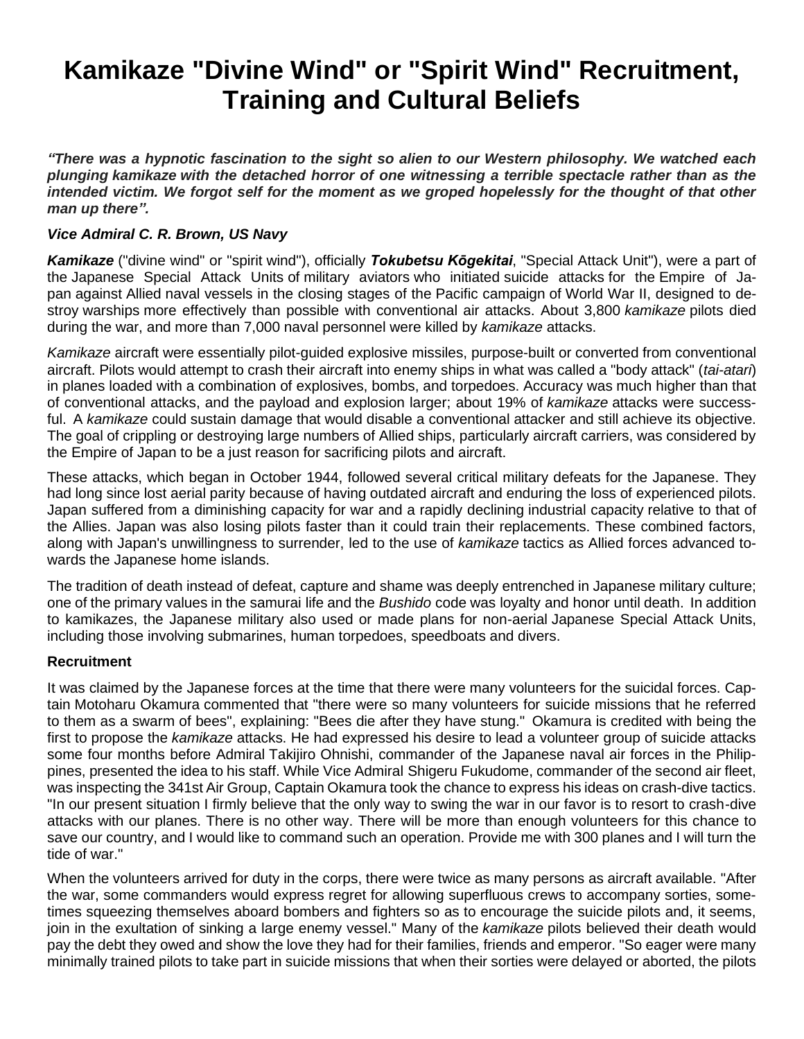# Kamikaze "Divine Wind" or "Spirit Wind" Recruitment, Training and Cultural Beliefs

***"There was a hypnotic fascination to the sight so alien to our Western philosophy. We watched each plunging kamikaze with the detached horror of one witnessing a terrible spectacle rather than as the intended victim. We forgot self for the moment as we groped hopelessly for the thought of that other man up there".***

***Vice Admiral C. R. Brown, US Navy***

***Kamikaze*** ("divine wind" or "spirit wind"), officially ***Tokubetsu Kōgekitai***, "Special Attack Unit"), were a part of the Japanese Special Attack Units of military aviators who initiated suicide attacks for the Empire of Japan against Allied naval vessels in the closing stages of the Pacific campaign of World War II, designed to destroy warships more effectively than possible with conventional air attacks. About 3,800 *kamikaze* pilots died during the war, and more than 7,000 naval personnel were killed by *kamikaze* attacks.

*Kamikaze* aircraft were essentially pilot-guided explosive missiles, purpose-built or converted from conventional aircraft. Pilots would attempt to crash their aircraft into enemy ships in what was called a "body attack" (*tai-atari*) in planes loaded with a combination of explosives, bombs, and torpedoes. Accuracy was much higher than that of conventional attacks, and the payload and explosion larger; about 19% of *kamikaze* attacks were successful. A *kamikaze* could sustain damage that would disable a conventional attacker and still achieve its objective. The goal of crippling or destroying large numbers of Allied ships, particularly aircraft carriers, was considered by the Empire of Japan to be a just reason for sacrificing pilots and aircraft.

These attacks, which began in October 1944, followed several critical military defeats for the Japanese. They had long since lost aerial parity because of having outdated aircraft and enduring the loss of experienced pilots. Japan suffered from a diminishing capacity for war and a rapidly declining industrial capacity relative to that of the Allies. Japan was also losing pilots faster than it could train their replacements. These combined factors, along with Japan's unwillingness to surrender, led to the use of *kamikaze* tactics as Allied forces advanced towards the Japanese home islands.

The tradition of death instead of defeat, capture and shame was deeply entrenched in Japanese military culture; one of the primary values in the samurai life and the *Bushido* code was loyalty and honor until death. In addition to kamikazes, the Japanese military also used or made plans for non-aerial Japanese Special Attack Units, including those involving submarines, human torpedoes, speedboats and divers.

**Recruitment**

It was claimed by the Japanese forces at the time that there were many volunteers for the suicidal forces. Captain Motoharu Okamura commented that "there were so many volunteers for suicide missions that he referred to them as a swarm of bees", explaining: "Bees die after they have stung." Okamura is credited with being the first to propose the *kamikaze* attacks. He had expressed his desire to lead a volunteer group of suicide attacks some four months before Admiral Takijiro Ohnishi, commander of the Japanese naval air forces in the Philippines, presented the idea to his staff. While Vice Admiral Shigeru Fukudome, commander of the second air fleet, was inspecting the 341st Air Group, Captain Okamura took the chance to express his ideas on crash-dive tactics. "In our present situation I firmly believe that the only way to swing the war in our favor is to resort to crash-dive attacks with our planes. There is no other way. There will be more than enough volunteers for this chance to save our country, and I would like to command such an operation. Provide me with 300 planes and I will turn the tide of war."

When the volunteers arrived for duty in the corps, there were twice as many persons as aircraft available. "After the war, some commanders would express regret for allowing superfluous crews to accompany sorties, sometimes squeezing themselves aboard bombers and fighters so as to encourage the suicide pilots and, it seems, join in the exultation of sinking a large enemy vessel." Many of the *kamikaze* pilots believed their death would pay the debt they owed and show the love they had for their families, friends and emperor. "So eager were many minimally trained pilots to take part in suicide missions that when their sorties were delayed or aborted, the pilots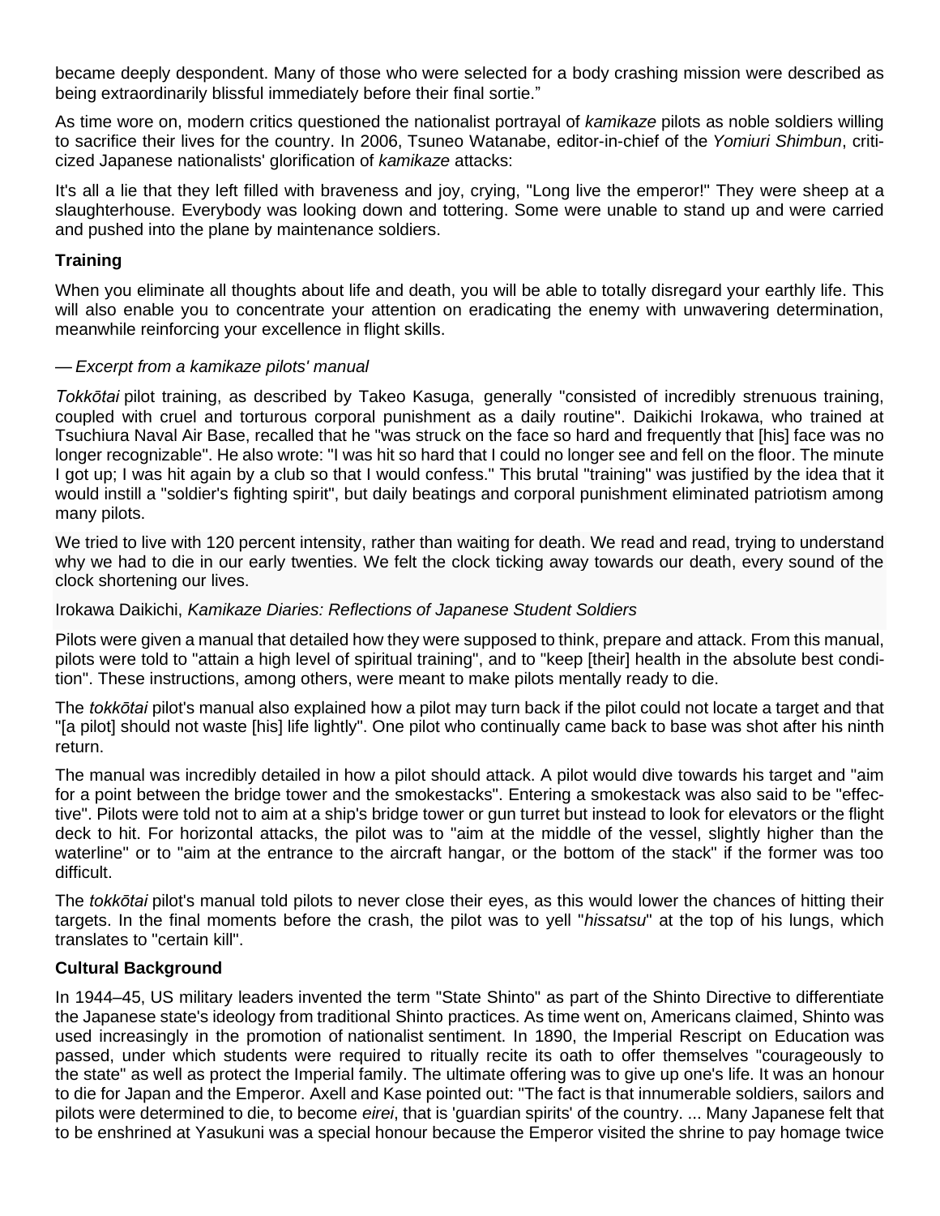became deeply despondent. Many of those who were selected for a body crashing mission were described as being extraordinarily blissful immediately before their final sortie."

As time wore on, modern critics questioned the nationalist portrayal of *kamikaze* pilots as noble soldiers willing to sacrifice their lives for the country. In 2006, Tsuneo Watanabe, editor-in-chief of the *Yomiuri Shimbun*, criticized Japanese nationalists' glorification of *kamikaze* attacks:

It's all a lie that they left filled with braveness and joy, crying, "Long live the emperor!" They were sheep at a slaughterhouse. Everybody was looking down and tottering. Some were unable to stand up and were carried and pushed into the plane by maintenance soldiers.

**Training**

When you eliminate all thoughts about life and death, you will be able to totally disregard your earthly life. This will also enable you to concentrate your attention on eradicating the enemy with unwavering determination, meanwhile reinforcing your excellence in flight skills.

— *Excerpt from a kamikaze pilots' manual*

*Tokkōtai* pilot training, as described by Takeo Kasuga, generally "consisted of incredibly strenuous training, coupled with cruel and torturous corporal punishment as a daily routine". Daikichi Irokawa, who trained at Tsuchiura Naval Air Base, recalled that he "was struck on the face so hard and frequently that [his] face was no longer recognizable". He also wrote: "I was hit so hard that I could no longer see and fell on the floor. The minute I got up; I was hit again by a club so that I would confess." This brutal "training" was justified by the idea that it would instill a "soldier's fighting spirit", but daily beatings and corporal punishment eliminated patriotism among many pilots.

We tried to live with 120 percent intensity, rather than waiting for death. We read and read, trying to understand why we had to die in our early twenties. We felt the clock ticking away towards our death, every sound of the clock shortening our lives.

Irokawa Daikichi, *Kamikaze Diaries: Reflections of Japanese Student Soldiers*

Pilots were given a manual that detailed how they were supposed to think, prepare and attack. From this manual, pilots were told to "attain a high level of spiritual training", and to "keep [their] health in the absolute best condition". These instructions, among others, were meant to make pilots mentally ready to die.

The *tokkōtai* pilot's manual also explained how a pilot may turn back if the pilot could not locate a target and that "[a pilot] should not waste [his] life lightly". One pilot who continually came back to base was shot after his ninth return.

The manual was incredibly detailed in how a pilot should attack. A pilot would dive towards his target and "aim for a point between the bridge tower and the smokestacks". Entering a smokestack was also said to be "effective". Pilots were told not to aim at a ship's bridge tower or gun turret but instead to look for elevators or the flight deck to hit. For horizontal attacks, the pilot was to "aim at the middle of the vessel, slightly higher than the waterline" or to "aim at the entrance to the aircraft hangar, or the bottom of the stack" if the former was too difficult.

The *tokkōtai* pilot's manual told pilots to never close their eyes, as this would lower the chances of hitting their targets. In the final moments before the crash, the pilot was to yell "*hissatsu*" at the top of his lungs, which translates to "certain kill".

**Cultural Background**

In 1944–45, US military leaders invented the term "State Shinto" as part of the Shinto Directive to differentiate the Japanese state's ideology from traditional Shinto practices. As time went on, Americans claimed, Shinto was used increasingly in the promotion of nationalist sentiment. In 1890, the Imperial Rescript on Education was passed, under which students were required to ritually recite its oath to offer themselves "courageously to the state" as well as protect the Imperial family. The ultimate offering was to give up one's life. It was an honour to die for Japan and the Emperor. Axell and Kase pointed out: "The fact is that innumerable soldiers, sailors and pilots were determined to die, to become *eirei*, that is 'guardian spirits' of the country. ... Many Japanese felt that to be enshrined at Yasukuni was a special honour because the Emperor visited the shrine to pay homage twice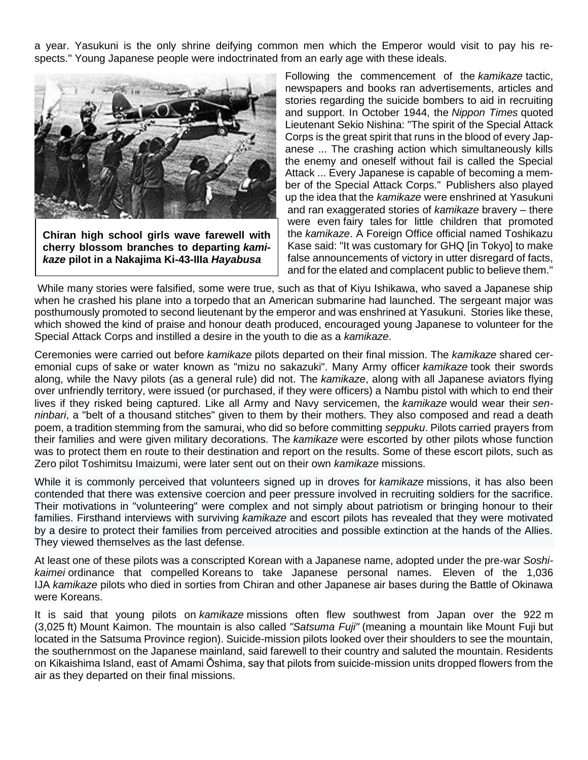a year. Yasukuni is the only shrine deifying common men which the Emperor would visit to pay his respects." Young Japanese people were indoctrinated from an early age with these ideals.

**Chiran high school girls wave farewell with cherry blossom branches to departing *kamikaze* pilot in a Nakajima Ki-43-IIIa *Hayabusa***

Following the commencement of the *kamikaze* tactic, newspapers and books ran advertisements, articles and stories regarding the suicide bombers to aid in recruiting and support. In October 1944, the *Nippon Times* quoted Lieutenant Sekio Nishina: "The spirit of the Special Attack Corps is the great spirit that runs in the blood of every Japanese ... The crashing action which simultaneously kills the enemy and oneself without fail is called the Special Attack ... Every Japanese is capable of becoming a member of the Special Attack Corps." Publishers also played up the idea that the *kamikaze* were enshrined at Yasukuni and ran exaggerated stories of *kamikaze* bravery – there were even fairy tales for little children that promoted the *kamikaze*. A Foreign Office official named Toshikazu Kase said: "It was customary for GHQ [in Tokyo] to make false announcements of victory in utter disregard of facts, and for the elated and complacent public to believe them."

While many stories were falsified, some were true, such as that of Kiyu Ishikawa, who saved a Japanese ship when he crashed his plane into a torpedo that an American submarine had launched. The sergeant major was posthumously promoted to second lieutenant by the emperor and was enshrined at Yasukuni. Stories like these, which showed the kind of praise and honour death produced, encouraged young Japanese to volunteer for the Special Attack Corps and instilled a desire in the youth to die as a *kamikaze*.

Ceremonies were carried out before *kamikaze* pilots departed on their final mission. The *kamikaze* shared ceremonial cups of sake or water known as "mizu no sakazuki". Many Army officer *kamikaze* took their swords along, while the Navy pilots (as a general rule) did not. The *kamikaze*, along with all Japanese aviators flying over unfriendly territory, were issued (or purchased, if they were officers) a Nambu pistol with which to end their lives if they risked being captured. Like all Army and Navy servicemen, the *kamikaze* would wear their *senninbari*, a "belt of a thousand stitches" given to them by their mothers. They also composed and read a death poem, a tradition stemming from the samurai, who did so before committing *seppuku*. Pilots carried prayers from their families and were given military decorations. The *kamikaze* were escorted by other pilots whose function was to protect them en route to their destination and report on the results. Some of these escort pilots, such as Zero pilot Toshimitsu Imaizumi, were later sent out on their own *kamikaze* missions.

While it is commonly perceived that volunteers signed up in droves for *kamikaze* missions, it has also been contended that there was extensive coercion and peer pressure involved in recruiting soldiers for the sacrifice. Their motivations in "volunteering" were complex and not simply about patriotism or bringing honour to their families. Firsthand interviews with surviving *kamikaze* and escort pilots has revealed that they were motivated by a desire to protect their families from perceived atrocities and possible extinction at the hands of the Allies. They viewed themselves as the last defense.

At least one of these pilots was a conscripted Korean with a Japanese name, adopted under the pre-war *Soshi-kaimei* ordinance that compelled Koreans to take Japanese personal names. Eleven of the 1,036 IJA *kamikaze* pilots who died in sorties from Chiran and other Japanese air bases during the Battle of Okinawa were Koreans.

It is said that young pilots on *kamikaze* missions often flew southwest from Japan over the 922 m (3,025 ft) Mount Kaimon. The mountain is also called *"Satsuma Fuji"* (meaning a mountain like Mount Fuji but located in the Satsuma Province region). Suicide-mission pilots looked over their shoulders to see the mountain, the southernmost on the Japanese mainland, said farewell to their country and saluted the mountain. Residents on Kikaishima Island, east of Amami Ōshima, say that pilots from suicide-mission units dropped flowers from the air as they departed on their final missions.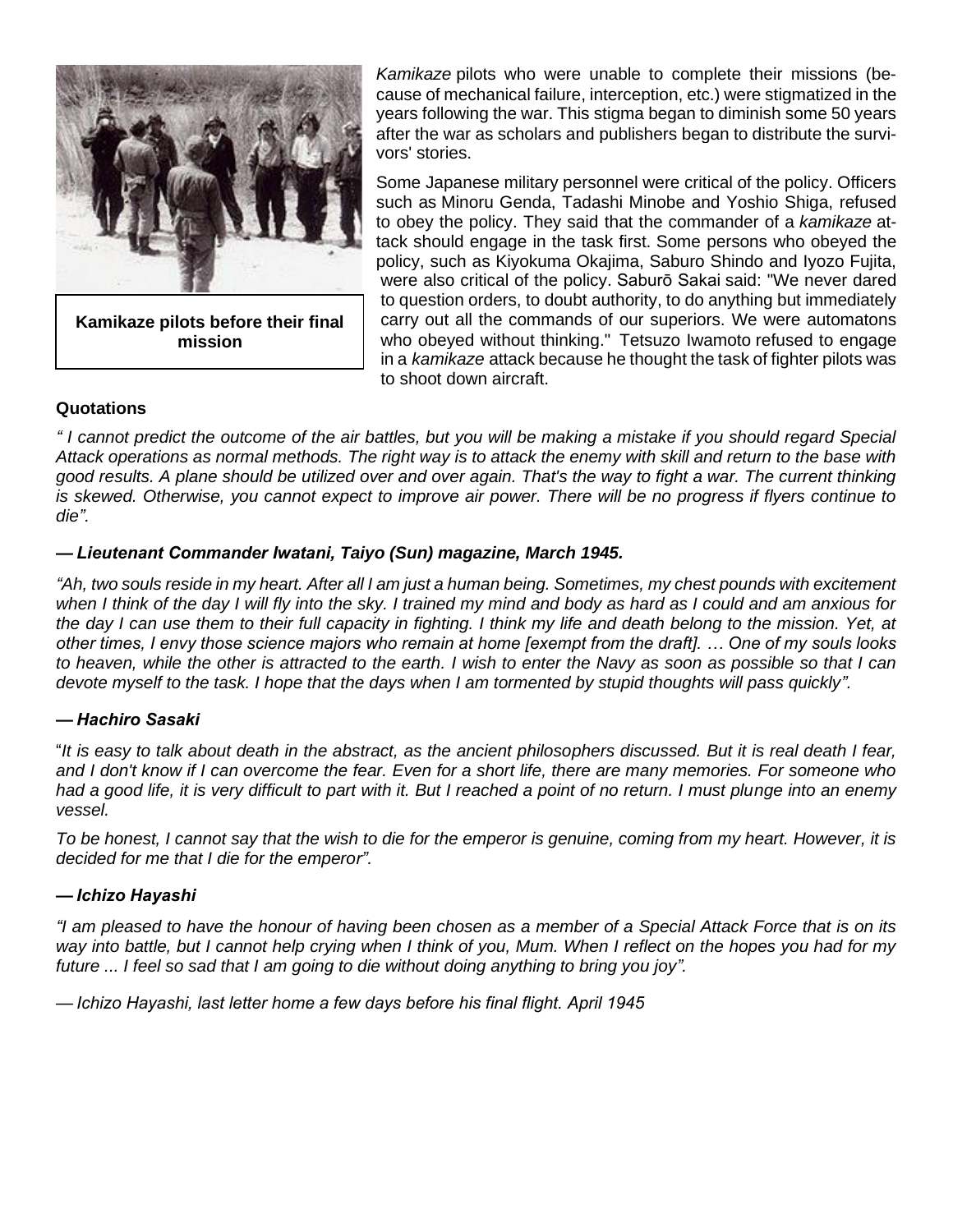Kamikaze pilots before their final mission

*Kamikaze* pilots who were unable to complete their missions (because of mechanical failure, interception, etc.) were stigmatized in the years following the war. This stigma began to diminish some 50 years after the war as scholars and publishers began to distribute the survivors' stories.

Some Japanese military personnel were critical of the policy. Officers such as Minoru Genda, Tadashi Minobe and Yoshio Shiga, refused to obey the policy. They said that the commander of a *kamikaze* attack should engage in the task first. Some persons who obeyed the policy, such as Kiyokuma Okajima, Saburo Shindo and Iyozo Fujita, were also critical of the policy. Saburō Sakai said: "We never dared to question orders, to doubt authority, to do anything but immediately carry out all the commands of our superiors. We were automatons who obeyed without thinking." Tetsuzo Iwamoto refused to engage in a *kamikaze* attack because he thought the task of fighter pilots was to shoot down aircraft.

**Quotations**

*" I cannot predict the outcome of the air battles, but you will be making a mistake if you should regard Special Attack operations as normal methods. The right way is to attack the enemy with skill and return to the base with good results. A plane should be utilized over and over again. That's the way to fight a war. The current thinking is skewed. Otherwise, you cannot expect to improve air power. There will be no progress if flyers continue to die".*

***— Lieutenant Commander Iwatani, Taiyo (Sun) magazine, March 1945.***

*"Ah, two souls reside in my heart. After all I am just a human being. Sometimes, my chest pounds with excitement when I think of the day I will fly into the sky. I trained my mind and body as hard as I could and am anxious for the day I can use them to their full capacity in fighting. I think my life and death belong to the mission. Yet, at other times, I envy those science majors who remain at home [exempt from the draft]. … One of my souls looks to heaven, while the other is attracted to the earth. I wish to enter the Navy as soon as possible so that I can devote myself to the task. I hope that the days when I am tormented by stupid thoughts will pass quickly".*

***— Hachiro Sasaki***

"*It is easy to talk about death in the abstract, as the ancient philosophers discussed. But it is real death I fear, and I don't know if I can overcome the fear. Even for a short life, there are many memories. For someone who had a good life, it is very difficult to part with it. But I reached a point of no return. I must plunge into an enemy vessel.*

*To be honest, I cannot say that the wish to die for the emperor is genuine, coming from my heart. However, it is decided for me that I die for the emperor".*

***— Ichizo Hayashi***

*"I am pleased to have the honour of having been chosen as a member of a Special Attack Force that is on its way into battle, but I cannot help crying when I think of you, Mum. When I reflect on the hopes you had for my future ... I feel so sad that I am going to die without doing anything to bring you joy".*

*— Ichizo Hayashi, last letter home a few days before his final flight. April 1945*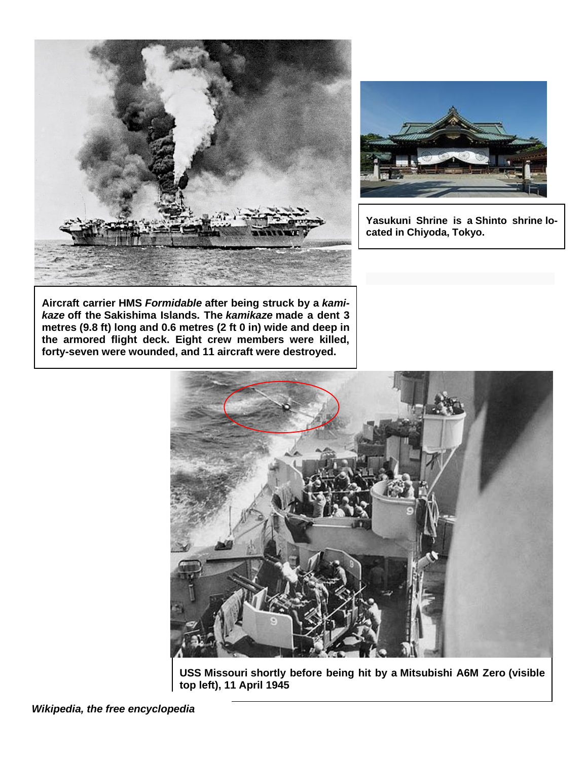Yasukuni Shrine is a Shinto shrine located in Chiyoda, Tokyo.

**Aircraft carrier HMS *Formidable* after being struck by a *kamikaze* off the Sakishima Islands. The *kamikaze* made a dent 3 metres (9.8 ft) long and 0.6 metres (2 ft 0 in) wide and deep in the armored flight deck. Eight crew members were killed, forty-seven were wounded, and 11 aircraft were destroyed.**

**USS Missouri shortly before being hit by a Mitsubishi A6M Zero (visible top left), 11 April 1945**

***Wikipedia, the free encyclopedia***